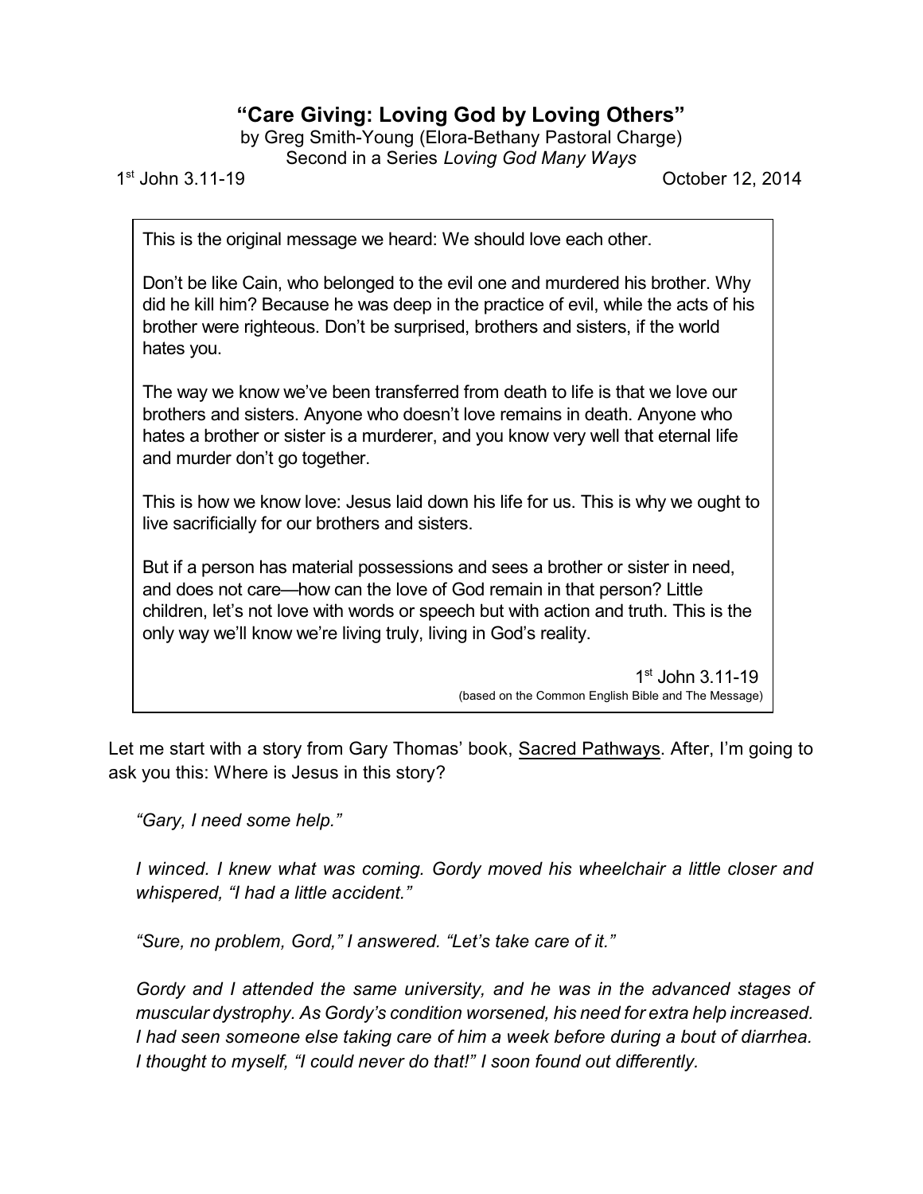# "Care Giving: Loving God by Loving Others"

by Greg Smith-Young (Elora-Bethany Pastoral Charge)
Second in a Series *Loving God Many Ways*

1st John 3.11-19 October 12, 2014

> This is the original message we heard: We should love each other.
>
> Don't be like Cain, who belonged to the evil one and murdered his brother. Why did he kill him? Because he was deep in the practice of evil, while the acts of his brother were righteous. Don't be surprised, brothers and sisters, if the world hates you.
>
> The way we know we've been transferred from death to life is that we love our brothers and sisters. Anyone who doesn't love remains in death. Anyone who hates a brother or sister is a murderer, and you know very well that eternal life and murder don't go together.
>
> This is how we know love: Jesus laid down his life for us. This is why we ought to live sacrificially for our brothers and sisters.
>
> But if a person has material possessions and sees a brother or sister in need, and does not care—how can the love of God remain in that person? Little children, let's not love with words or speech but with action and truth. This is the only way we'll know we're living truly, living in God's reality.
>
> 1st John 3.11-19
> (based on the Common English Bible and The Message)

Let me start with a story from Gary Thomas' book, Sacred Pathways. After, I'm going to ask you this: Where is Jesus in this story?

> *"Gary, I need some help."*
>
> *I winced. I knew what was coming. Gordy moved his wheelchair a little closer and whispered, "I had a little accident."*
>
> *"Sure, no problem, Gord," I answered. "Let's take care of it."*
>
> *Gordy and I attended the same university, and he was in the advanced stages of muscular dystrophy. As Gordy's condition worsened, his need for extra help increased. I had seen someone else taking care of him a week before during a bout of diarrhea. I thought to myself, "I could never do that!" I soon found out differently.*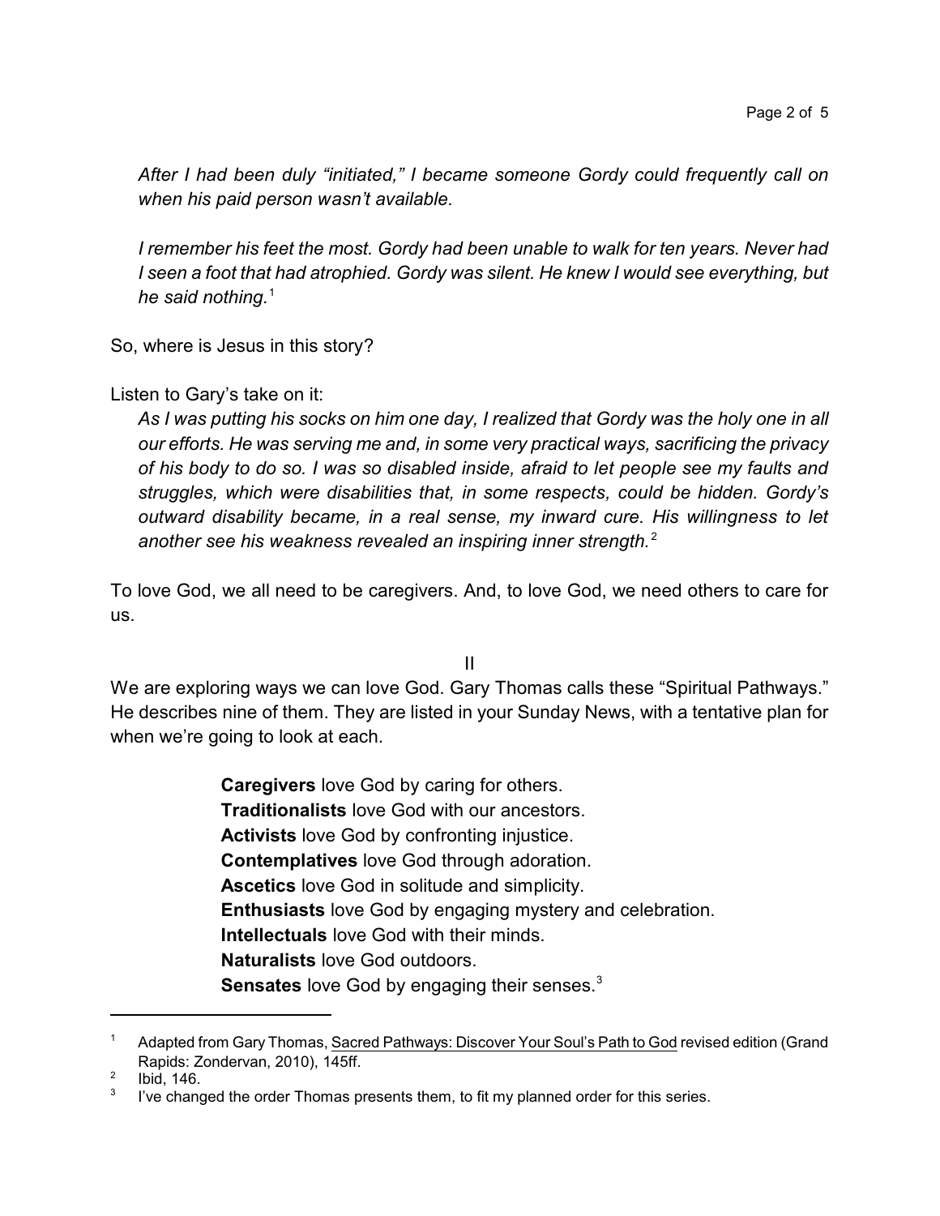*After I had been duly "initiated," I became someone Gordy could frequently call on when his paid person wasn't available.*

*I remember his feet the most. Gordy had been unable to walk for ten years. Never had I seen a foot that had atrophied. Gordy was silent. He knew I would see everything, but he said nothing.*[1]

So, where is Jesus in this story?

Listen to Gary's take on it:

*As I was putting his socks on him one day, I realized that Gordy was the holy one in all our efforts. He was serving me and, in some very practical ways, sacrificing the privacy of his body to do so. I was so disabled inside, afraid to let people see my faults and struggles, which were disabilities that, in some respects, could be hidden. Gordy's outward disability became, in a real sense, my inward cure. His willingness to let another see his weakness revealed an inspiring inner strength.*[2]

To love God, we all need to be caregivers. And, to love God, we need others to care for us.

## II

We are exploring ways we can love God. Gary Thomas calls these "Spiritual Pathways." He describes nine of them. They are listed in your Sunday News, with a tentative plan for when we're going to look at each.

**Caregivers** love God by caring for others.
**Traditionalists** love God with our ancestors.
**Activists** love God by confronting injustice.
**Contemplatives** love God through adoration.
**Ascetics** love God in solitude and simplicity.
**Enthusiasts** love God by engaging mystery and celebration.
**Intellectuals** love God with their minds.
**Naturalists** love God outdoors.
**Sensates** love God by engaging their senses.[3]

---

[1] Adapted from Gary Thomas, Sacred Pathways: Discover Your Soul's Path to God revised edition (Grand Rapids: Zondervan, 2010), 145ff.

[2] Ibid, 146.

[3] I've changed the order Thomas presents them, to fit my planned order for this series.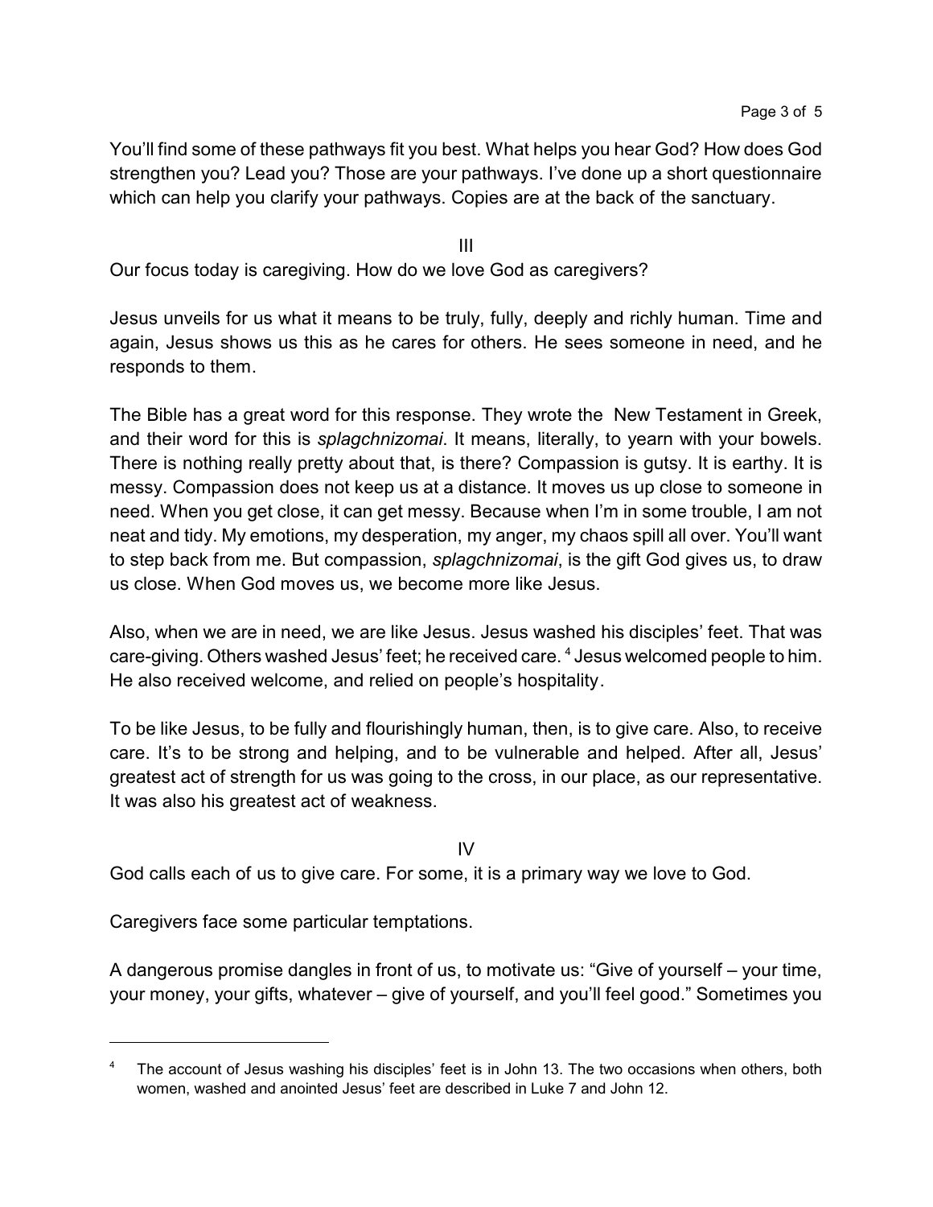You'll find some of these pathways fit you best. What helps you hear God? How does God strengthen you? Lead you? Those are your pathways. I've done up a short questionnaire which can help you clarify your pathways. Copies are at the back of the sanctuary.

III

Our focus today is caregiving. How do we love God as caregivers?

Jesus unveils for us what it means to be truly, fully, deeply and richly human. Time and again, Jesus shows us this as he cares for others. He sees someone in need, and he responds to them.

The Bible has a great word for this response. They wrote the New Testament in Greek, and their word for this is *splagchnizomai*. It means, literally, to yearn with your bowels. There is nothing really pretty about that, is there? Compassion is gutsy. It is earthy. It is messy. Compassion does not keep us at a distance. It moves us up close to someone in need. When you get close, it can get messy. Because when I'm in some trouble, I am not neat and tidy. My emotions, my desperation, my anger, my chaos spill all over. You'll want to step back from me. But compassion, *splagchnizomai*, is the gift God gives us, to draw us close. When God moves us, we become more like Jesus.

Also, when we are in need, we are like Jesus. Jesus washed his disciples' feet. That was care-giving. Others washed Jesus' feet; he received care.[4] Jesus welcomed people to him. He also received welcome, and relied on people's hospitality.

To be like Jesus, to be fully and flourishingly human, then, is to give care. Also, to receive care. It's to be strong and helping, and to be vulnerable and helped. After all, Jesus' greatest act of strength for us was going to the cross, in our place, as our representative. It was also his greatest act of weakness.

IV

God calls each of us to give care. For some, it is a primary way we love to God.

Caregivers face some particular temptations.

A dangerous promise dangles in front of us, to motivate us: "Give of yourself – your time, your money, your gifts, whatever – give of yourself, and you'll feel good." Sometimes you

---

[4] The account of Jesus washing his disciples' feet is in John 13. The two occasions when others, both women, washed and anointed Jesus' feet are described in Luke 7 and John 12.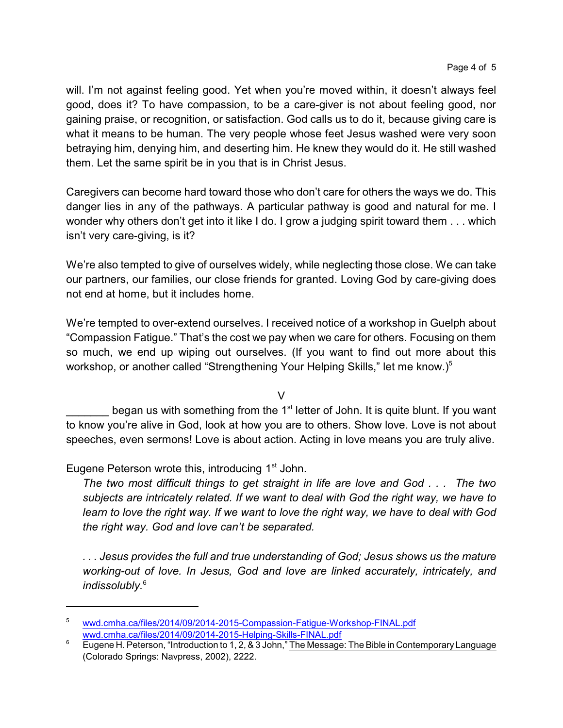will. I'm not against feeling good. Yet when you're moved within, it doesn't always feel good, does it? To have compassion, to be a care-giver is not about feeling good, nor gaining praise, or recognition, or satisfaction. God calls us to do it, because giving care is what it means to be human. The very people whose feet Jesus washed were very soon betraying him, denying him, and deserting him. He knew they would do it. He still washed them. Let the same spirit be in you that is in Christ Jesus.

Caregivers can become hard toward those who don't care for others the ways we do. This danger lies in any of the pathways. A particular pathway is good and natural for me. I wonder why others don't get into it like I do. I grow a judging spirit toward them . . . which isn't very care-giving, is it?

We're also tempted to give of ourselves widely, while neglecting those close. We can take our partners, our families, our close friends for granted. Loving God by care-giving does not end at home, but it includes home.

We're tempted to over-extend ourselves. I received notice of a workshop in Guelph about "Compassion Fatigue." That's the cost we pay when we care for others. Focusing on them so much, we end up wiping out ourselves. (If you want to find out more about this workshop, or another called "Strengthening Your Helping Skills," let me know.)[5]

## V

_______ began us with something from the 1st letter of John. It is quite blunt. If you want to know you're alive in God, look at how you are to others. Show love. Love is not about speeches, even sermons! Love is about action. Acting in love means you are truly alive.

Eugene Peterson wrote this, introducing 1st John.

> *The two most difficult things to get straight in life are love and God . . . The two subjects are intricately related. If we want to deal with God the right way, we have to learn to love the right way. If we want to love the right way, we have to deal with God the right way. God and love can't be separated.*
>
> *. . . Jesus provides the full and true understanding of God; Jesus shows us the mature working-out of love. In Jesus, God and love are linked accurately, intricately, and indissolubly.*[6]

---

[5] wwd.cmha.ca/files/2014/09/2014-2015-Compassion-Fatigue-Workshop-FINAL.pdf
wwd.cmha.ca/files/2014/09/2014-2015-Helping-Skills-FINAL.pdf

[6] Eugene H. Peterson, "Introduction to 1, 2, & 3 John," The Message: The Bible in Contemporary Language (Colorado Springs: Navpress, 2002), 2222.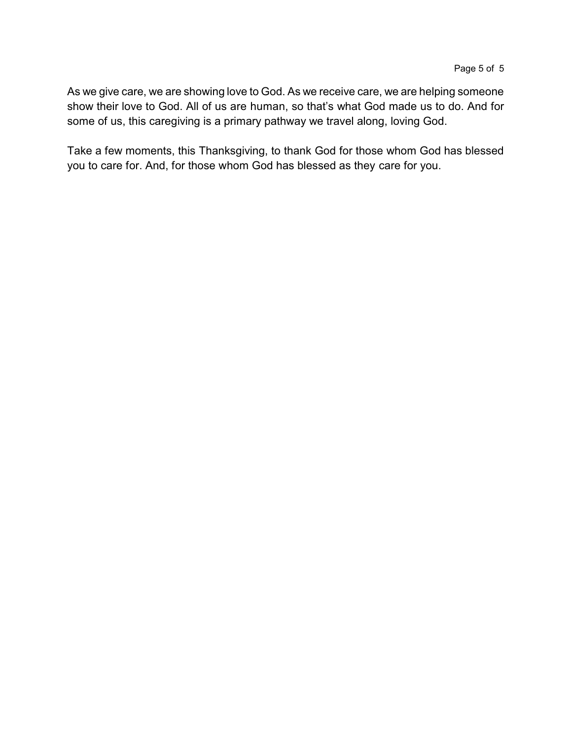As we give care, we are showing love to God. As we receive care, we are helping someone show their love to God. All of us are human, so that's what God made us to do. And for some of us, this caregiving is a primary pathway we travel along, loving God.

Take a few moments, this Thanksgiving, to thank God for those whom God has blessed you to care for. And, for those whom God has blessed as they care for you.